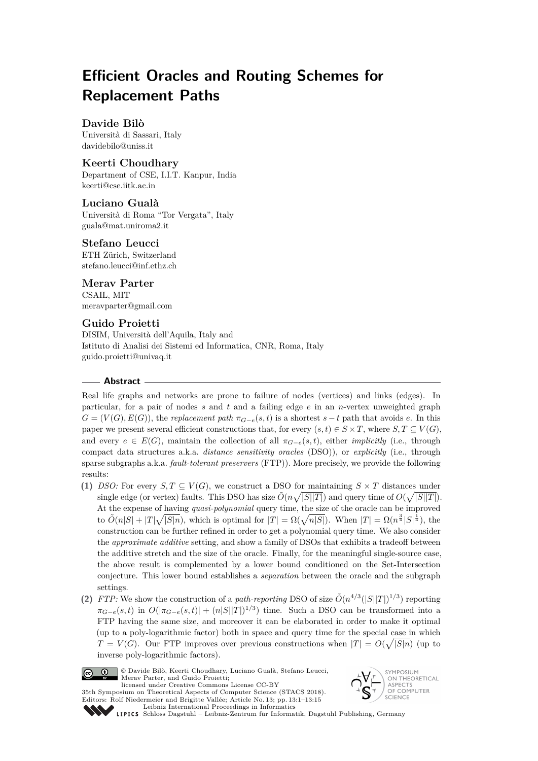# Efficient Oracles and Routing Schemes for Replacement Paths

**Davide Bilò**
Università di Sassari, Italy
davidebilo@uniss.it

**Keerti Choudhary**
Department of CSE, I.I.T. Kanpur, India
keerti@cse.iitk.ac.in

**Luciano Gualà**
Università di Roma "Tor Vergata", Italy
guala@mat.uniroma2.it

**Stefano Leucci**
ETH Zürich, Switzerland
stefano.leucci@inf.ethz.ch

**Merav Parter**
CSAIL, MIT
meravparter@gmail.com

**Guido Proietti**
DISIM, Università dell'Aquila, Italy and
Istituto di Analisi dei Sistemi ed Informatica, CNR, Roma, Italy
guido.proietti@univaq.it

## Abstract

Real life graphs and networks are prone to failure of nodes (vertices) and links (edges). In particular, for a pair of nodes $s$ and $t$ and a failing edge $e$ in an $n$-vertex unweighted graph $G = (V(G), E(G))$, the *replacement path* $\pi_{G-e}(s,t)$ is a shortest $s-t$ path that avoids $e$. In this paper we present several efficient constructions that, for every $(s,t) \in S \times T$, where $S, T \subseteq V(G)$, and every $e \in E(G)$, maintain the collection of all $\pi_{G-e}(s,t)$, either *implicitly* (i.e., through compact data structures a.k.a. *distance sensitivity oracles* (DSO)), or *explicitly* (i.e., through sparse subgraphs a.k.a. *fault-tolerant preservers* (FTP)). More precisely, we provide the following results:

**(1)** *DSO:* For every $S, T \subseteq V(G)$, we construct a DSO for maintaining $S \times T$ distances under single edge (or vertex) faults. This DSO has size $\tilde{O}(n\sqrt{|S||T|})$ and query time of $O(\sqrt{|S||T|})$. At the expense of having *quasi-polynomial* query time, the size of the oracle can be improved to $\tilde{O}(n|S| + |T|\sqrt{|S|n})$, which is optimal for $|T| = \Omega(\sqrt{n|S|})$. When $|T| = \Omega(n^{\frac{3}{4}}|S|^{\frac{1}{4}})$, the construction can be further refined in order to get a polynomial query time. We also consider the *approximate additive* setting, and show a family of DSOs that exhibits a tradeoff between the additive stretch and the size of the oracle. Finally, for the meaningful single-source case, the above result is complemented by a lower bound conditioned on the Set-Intersection conjecture. This lower bound establishes a *separation* between the oracle and the subgraph settings.

**(2)** *FTP:* We show the construction of a *path-reporting* DSO of size $\tilde{O}(n^{4/3}(|S||T|)^{1/3})$ reporting $\pi_{G-e}(s,t)$ in $O(|\pi_{G-e}(s,t)| + (n|S||T|)^{1/3})$ time. Such a DSO can be transformed into a FTP having the same size, and moreover it can be elaborated in order to make it optimal (up to a poly-logarithmic factor) both in space and query time for the special case in which $T = V(G)$. Our FTP improves over previous constructions when $|T| = O(\sqrt{|S|n})$ (up to inverse poly-logarithmic factors).

© Davide Bilò, Keerti Choudhary, Luciano Gualà, Stefano Leucci, Merav Parter, and Guido Proietti;
licensed under Creative Commons License CC-BY
35th Symposium on Theoretical Aspects of Computer Science (STACS 2018).
Editors: Rolf Niedermeier and Brigitte Vallée; Article No. 13; pp. 13:1–13:15
Leibniz International Proceedings in Informatics
Schloss Dagstuhl – Leibniz-Zentrum für Informatik, Dagstuhl Publishing, Germany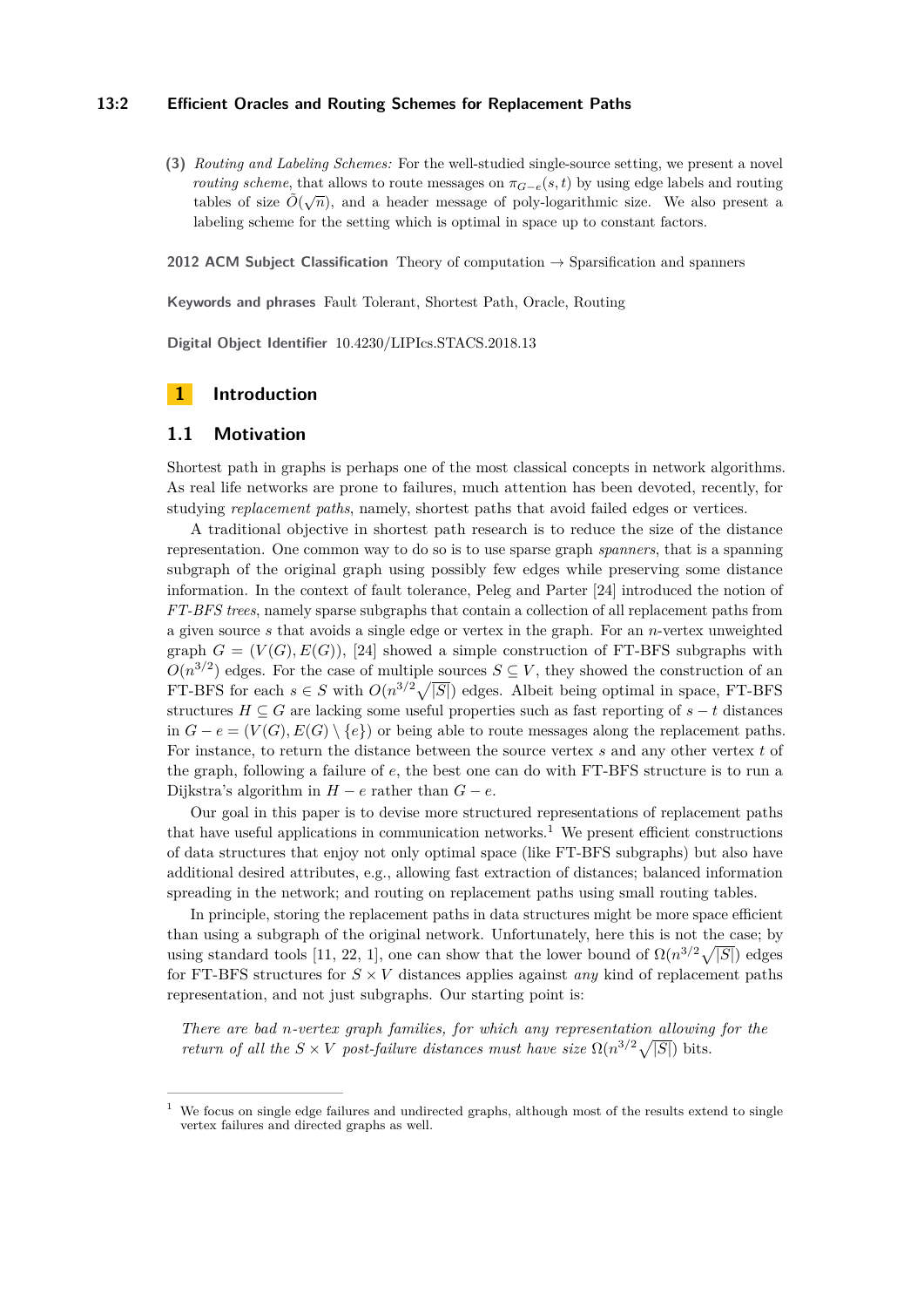**(3)** *Routing and Labeling Schemes:* For the well-studied single-source setting, we present a novel *routing scheme*, that allows to route messages on $\pi_{G-e}(s,t)$ by using edge labels and routing tables of size $\widetilde{O}(\sqrt{n})$, and a header message of poly-logarithmic size. We also present a labeling scheme for the setting which is optimal in space up to constant factors.

**2012 ACM Subject Classification** Theory of computation → Sparsification and spanners

**Keywords and phrases** Fault Tolerant, Shortest Path, Oracle, Routing

**Digital Object Identifier** 10.4230/LIPIcs.STACS.2018.13

# 1 Introduction

## 1.1 Motivation

Shortest path in graphs is perhaps one of the most classical concepts in network algorithms. As real life networks are prone to failures, much attention has been devoted, recently, for studying *replacement paths*, namely, shortest paths that avoid failed edges or vertices.

A traditional objective in shortest path research is to reduce the size of the distance representation. One common way to do so is to use sparse graph *spanners*, that is a spanning subgraph of the original graph using possibly few edges while preserving some distance information. In the context of fault tolerance, Peleg and Parter [24] introduced the notion of *FT-BFS trees*, namely sparse subgraphs that contain a collection of all replacement paths from a given source $s$ that avoids a single edge or vertex in the graph. For an $n$-vertex unweighted graph $G = (V(G), E(G))$, [24] showed a simple construction of FT-BFS subgraphs with $O(n^{3/2})$ edges. For the case of multiple sources $S \subseteq V$, they showed the construction of an FT-BFS for each $s \in S$ with $O(n^{3/2}\sqrt{|S|})$ edges. Albeit being optimal in space, FT-BFS structures $H \subseteq G$ are lacking some useful properties such as fast reporting of $s-t$ distances in $G - e = (V(G), E(G) \setminus \{e\})$ or being able to route messages along the replacement paths. For instance, to return the distance between the source vertex $s$ and any other vertex $t$ of the graph, following a failure of $e$, the best one can do with FT-BFS structure is to run a Dijkstra's algorithm in $H - e$ rather than $G - e$.

Our goal in this paper is to devise more structured representations of replacement paths that have useful applications in communication networks.[1] We present efficient constructions of data structures that enjoy not only optimal space (like FT-BFS subgraphs) but also have additional desired attributes, e.g., allowing fast extraction of distances; balanced information spreading in the network; and routing on replacement paths using small routing tables.

In principle, storing the replacement paths in data structures might be more space efficient than using a subgraph of the original network. Unfortunately, here this is not the case; by using standard tools [11, 22, 1], one can show that the lower bound of $\Omega(n^{3/2}\sqrt{|S|})$ edges for FT-BFS structures for $S \times V$ distances applies against *any* kind of replacement paths representation, and not just subgraphs. Our starting point is:

*There are bad $n$-vertex graph families, for which any representation allowing for the return of all the $S \times V$ post-failure distances must have size $\Omega(n^{3/2}\sqrt{|S|})$ bits.*

[1] We focus on single edge failures and undirected graphs, although most of the results extend to single vertex failures and directed graphs as well.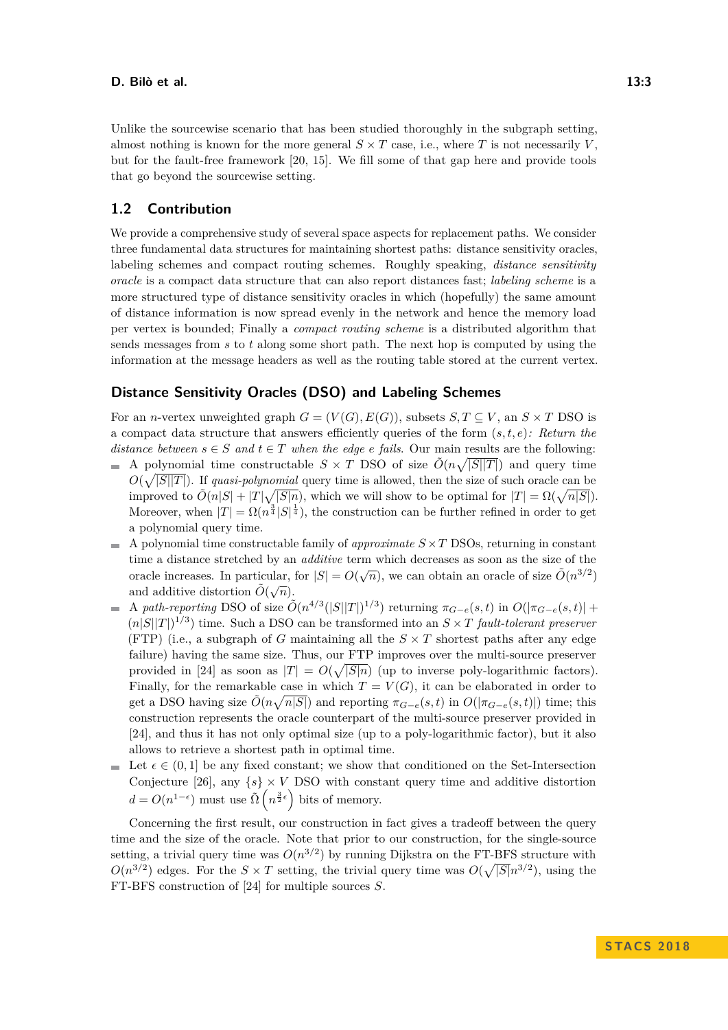Unlike the sourcewise scenario that has been studied thoroughly in the subgraph setting, almost nothing is known for the more general $S \times T$ case, i.e., where $T$ is not necessarily $V$, but for the fault-free framework [20, 15]. We fill some of that gap here and provide tools that go beyond the sourcewise setting.

## 1.2 Contribution

We provide a comprehensive study of several space aspects for replacement paths. We consider three fundamental data structures for maintaining shortest paths: distance sensitivity oracles, labeling schemes and compact routing schemes. Roughly speaking, *distance sensitivity oracle* is a compact data structure that can also report distances fast; *labeling scheme* is a more structured type of distance sensitivity oracles in which (hopefully) the same amount of distance information is now spread evenly in the network and hence the memory load per vertex is bounded; Finally a *compact routing scheme* is a distributed algorithm that sends messages from $s$ to $t$ along some short path. The next hop is computed by using the information at the message headers as well as the routing table stored at the current vertex.

### Distance Sensitivity Oracles (DSO) and Labeling Schemes

For an $n$-vertex unweighted graph $G = (V(G), E(G))$, subsets $S, T \subseteq V$, an $S \times T$ DSO is a compact data structure that answers efficiently queries of the form $(s, t, e)$*: Return the distance between $s \in S$ and $t \in T$ when the edge $e$ fails.* Our main results are the following:

- A polynomial time constructable $S \times T$ DSO of size $\tilde{O}(n\sqrt{|S||T|})$ and query time $O(\sqrt{|S||T|})$. If *quasi-polynomial* query time is allowed, then the size of such oracle can be improved to $\tilde{O}(n|S| + |T|\sqrt{|S|n})$, which we will show to be optimal for $|T| = \Omega(\sqrt{n|S|})$. Moreover, when $|T| = \Omega(n^{\frac{3}{4}}|S|^{\frac{1}{4}})$, the construction can be further refined in order to get a polynomial query time.
- A polynomial time constructable family of *approximate* $S \times T$ DSOs, returning in constant time a distance stretched by an *additive* term which decreases as soon as the size of the oracle increases. In particular, for $|S| = O(\sqrt{n})$, we can obtain an oracle of size $\tilde{O}(n^{3/2})$ and additive distortion $\tilde{O}(\sqrt{n})$.
- A *path-reporting* DSO of size $\tilde{O}(n^{4/3}(|S||T|)^{1/3})$ returning $\pi_{G-e}(s,t)$ in $O(|\pi_{G-e}(s,t)| + (n|S||T|)^{1/3})$ time. Such a DSO can be transformed into an $S \times T$ *fault-tolerant preserver* (FTP) (i.e., a subgraph of $G$ maintaining all the $S \times T$ shortest paths after any edge failure) having the same size. Thus, our FTP improves over the multi-source preserver provided in [24] as soon as $|T| = O(\sqrt{|S|n})$ (up to inverse poly-logarithmic factors). Finally, for the remarkable case in which $T = V(G)$, it can be elaborated in order to get a DSO having size $\tilde{O}(n\sqrt{n|S|})$ and reporting $\pi_{G-e}(s,t)$ in $O(|\pi_{G-e}(s,t)|)$ time; this construction represents the oracle counterpart of the multi-source preserver provided in [24], and thus it has not only optimal size (up to a poly-logarithmic factor), but it also allows to retrieve a shortest path in optimal time.
- Let $\epsilon \in (0, 1]$ be any fixed constant; we show that conditioned on the Set-Intersection Conjecture [26], any $\{s\} \times V$ DSO with constant query time and additive distortion $d = O(n^{1-\epsilon})$ must use $\tilde{\Omega}\left(n^{\frac{3}{2}\epsilon}\right)$ bits of memory.

Concerning the first result, our construction in fact gives a tradeoff between the query time and the size of the oracle. Note that prior to our construction, for the single-source setting, a trivial query time was $O(n^{3/2})$ by running Dijkstra on the FT-BFS structure with $O(n^{3/2})$ edges. For the $S \times T$ setting, the trivial query time was $O(\sqrt{|S|}n^{3/2})$, using the FT-BFS construction of [24] for multiple sources $S$.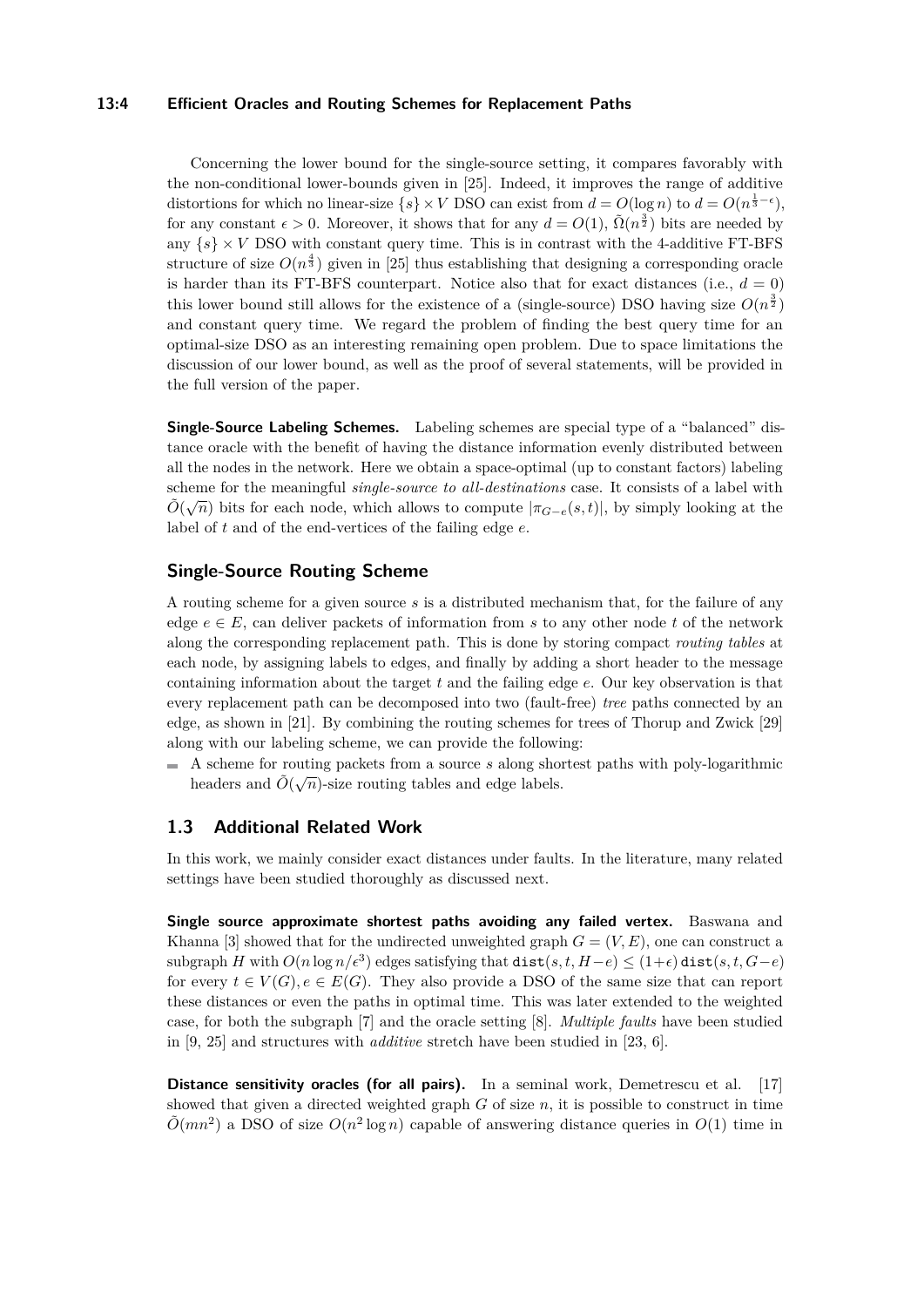Concerning the lower bound for the single-source setting, it compares favorably with the non-conditional lower-bounds given in [25]. Indeed, it improves the range of additive distortions for which no linear-size $\{s\} \times V$ DSO can exist from $d = O(\log n)$ to $d = O(n^{\frac{1}{3}-\epsilon})$, for any constant $\epsilon > 0$. Moreover, it shows that for any $d = O(1)$, $\tilde{\Omega}(n^{\frac{3}{2}})$ bits are needed by any $\{s\} \times V$ DSO with constant query time. This is in contrast with the 4-additive FT-BFS structure of size $O(n^{\frac{4}{3}})$ given in [25] thus establishing that designing a corresponding oracle is harder than its FT-BFS counterpart. Notice also that for exact distances (i.e., $d = 0$) this lower bound still allows for the existence of a (single-source) DSO having size $O(n^{\frac{3}{2}})$ and constant query time. We regard the problem of finding the best query time for an optimal-size DSO as an interesting remaining open problem. Due to space limitations the discussion of our lower bound, as well as the proof of several statements, will be provided in the full version of the paper.

**Single-Source Labeling Schemes.** Labeling schemes are special type of a "balanced" distance oracle with the benefit of having the distance information evenly distributed between all the nodes in the network. Here we obtain a space-optimal (up to constant factors) labeling scheme for the meaningful *single-source to all-destinations* case. It consists of a label with $\tilde{O}(\sqrt{n})$ bits for each node, which allows to compute $|\pi_{G-e}(s,t)|$, by simply looking at the label of $t$ and of the end-vertices of the failing edge $e$.

### Single-Source Routing Scheme

A routing scheme for a given source $s$ is a distributed mechanism that, for the failure of any edge $e \in E$, can deliver packets of information from $s$ to any other node $t$ of the network along the corresponding replacement path. This is done by storing compact *routing tables* at each node, by assigning labels to edges, and finally by adding a short header to the message containing information about the target $t$ and the failing edge $e$. Our key observation is that every replacement path can be decomposed into two (fault-free) *tree* paths connected by an edge, as shown in [21]. By combining the routing schemes for trees of Thorup and Zwick [29] along with our labeling scheme, we can provide the following:

- A scheme for routing packets from a source $s$ along shortest paths with poly-logarithmic headers and $\tilde{O}(\sqrt{n})$-size routing tables and edge labels.

## 1.3 Additional Related Work

In this work, we mainly consider exact distances under faults. In the literature, many related settings have been studied thoroughly as discussed next.

**Single source approximate shortest paths avoiding any failed vertex.** Baswana and Khanna [3] showed that for the undirected unweighted graph $G = (V, E)$, one can construct a subgraph $H$ with $O(n \log n/\epsilon^3)$ edges satisfying that $\mathtt{dist}(s,t,H-e) \leq (1+\epsilon)\,\mathtt{dist}(s,t,G-e)$ for every $t \in V(G), e \in E(G)$. They also provide a DSO of the same size that can report these distances or even the paths in optimal time. This was later extended to the weighted case, for both the subgraph [7] and the oracle setting [8]. *Multiple faults* have been studied in [9, 25] and structures with *additive* stretch have been studied in [23, 6].

**Distance sensitivity oracles (for all pairs).** In a seminal work, Demetrescu et al. [17] showed that given a directed weighted graph $G$ of size $n$, it is possible to construct in time $\tilde{O}(mn^2)$ a DSO of size $O(n^2 \log n)$ capable of answering distance queries in $O(1)$ time in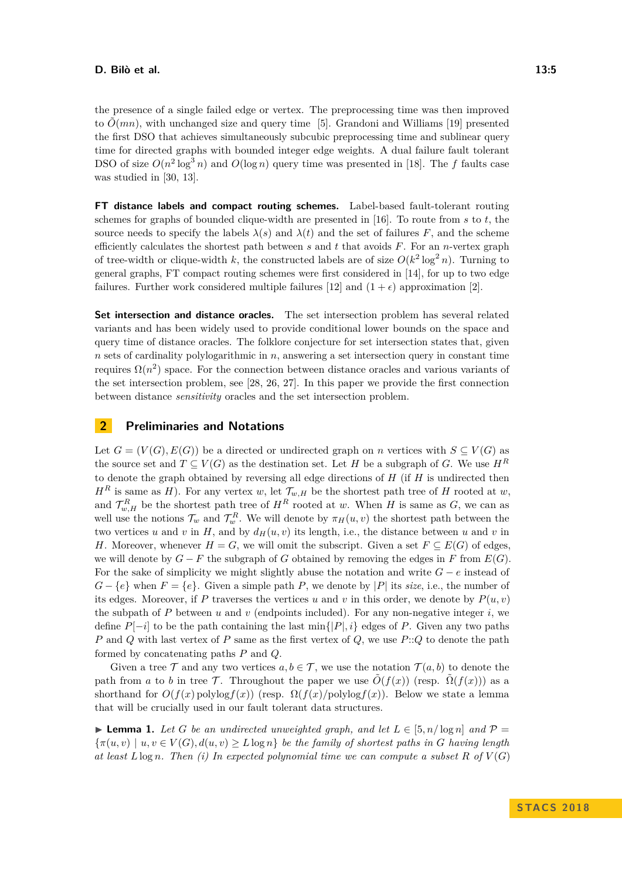the presence of a single failed edge or vertex. The preprocessing time was then improved to $\tilde{O}(mn)$, with unchanged size and query time [5]. Grandoni and Williams [19] presented the first DSO that achieves simultaneously subcubic preprocessing time and sublinear query time for directed graphs with bounded integer edge weights. A dual failure fault tolerant DSO of size $O(n^2 \log^3 n)$ and $O(\log n)$ query time was presented in [18]. The $f$ faults case was studied in [30, 13].

**FT distance labels and compact routing schemes.** Label-based fault-tolerant routing schemes for graphs of bounded clique-width are presented in [16]. To route from $s$ to $t$, the source needs to specify the labels $\lambda(s)$ and $\lambda(t)$ and the set of failures $F$, and the scheme efficiently calculates the shortest path between $s$ and $t$ that avoids $F$. For an $n$-vertex graph of tree-width or clique-width $k$, the constructed labels are of size $O(k^2 \log^2 n)$. Turning to general graphs, FT compact routing schemes were first considered in [14], for up to two edge failures. Further work considered multiple failures [12] and $(1+\epsilon)$ approximation [2].

**Set intersection and distance oracles.** The set intersection problem has several related variants and has been widely used to provide conditional lower bounds on the space and query time of distance oracles. The folklore conjecture for set intersection states that, given $n$ sets of cardinality polylogarithmic in $n$, answering a set intersection query in constant time requires $\Omega(n^2)$ space. For the connection between distance oracles and various variants of the set intersection problem, see [28, 26, 27]. In this paper we provide the first connection between distance *sensitivity* oracles and the set intersection problem.

## 2 Preliminaries and Notations

Let $G = (V(G), E(G))$ be a directed or undirected graph on $n$ vertices with $S \subseteq V(G)$ as the source set and $T \subseteq V(G)$ as the destination set. Let $H$ be a subgraph of $G$. We use $H^R$ to denote the graph obtained by reversing all edge directions of $H$ (if $H$ is undirected then $H^R$ is same as $H$). For any vertex $w$, let $\mathcal{T}_{w,H}$ be the shortest path tree of $H$ rooted at $w$, and $\mathcal{T}^R_{w,H}$ be the shortest path tree of $H^R$ rooted at $w$. When $H$ is same as $G$, we can as well use the notions $\mathcal{T}_w$ and $\mathcal{T}^R_w$. We will denote by $\pi_H(u,v)$ the shortest path between the two vertices $u$ and $v$ in $H$, and by $d_H(u,v)$ its length, i.e., the distance between $u$ and $v$ in $H$. Moreover, whenever $H = G$, we will omit the subscript. Given a set $F \subseteq E(G)$ of edges, we will denote by $G - F$ the subgraph of $G$ obtained by removing the edges in $F$ from $E(G)$. For the sake of simplicity we might slightly abuse the notation and write $G - e$ instead of $G - \{e\}$ when $F = \{e\}$. Given a simple path $P$, we denote by $|P|$ its *size*, i.e., the number of its edges. Moreover, if $P$ traverses the vertices $u$ and $v$ in this order, we denote by $P(u,v)$ the subpath of $P$ between $u$ and $v$ (endpoints included). For any non-negative integer $i$, we define $P[-i]$ to be the path containing the last $\min\{|P|, i\}$ edges of $P$. Given any two paths $P$ and $Q$ with last vertex of $P$ same as the first vertex of $Q$, we use $P{::}Q$ to denote the path formed by concatenating paths $P$ and $Q$.

Given a tree $\mathcal{T}$ and any two vertices $a, b \in \mathcal{T}$, we use the notation $\mathcal{T}(a,b)$ to denote the path from $a$ to $b$ in tree $\mathcal{T}$. Throughout the paper we use $\tilde{O}(f(x))$ (resp. $\tilde{\Omega}(f(x))$) as a shorthand for $O(f(x)\,\mathrm{polylog} f(x))$ (resp. $\Omega(f(x)/\mathrm{polylog} f(x))$. Below we state a lemma that will be crucially used in our fault tolerant data structures.

▶ **Lemma 1.** *Let $G$ be an undirected unweighted graph, and let $L \in [5, n/\log n]$ and $\mathcal{P} = \{\pi(u,v) \mid u, v \in V(G), d(u,v) \geq L \log n\}$ be the family of shortest paths in $G$ having length at least $L \log n$. Then (i) In expected polynomial time we can compute a subset $R$ of $V(G)$*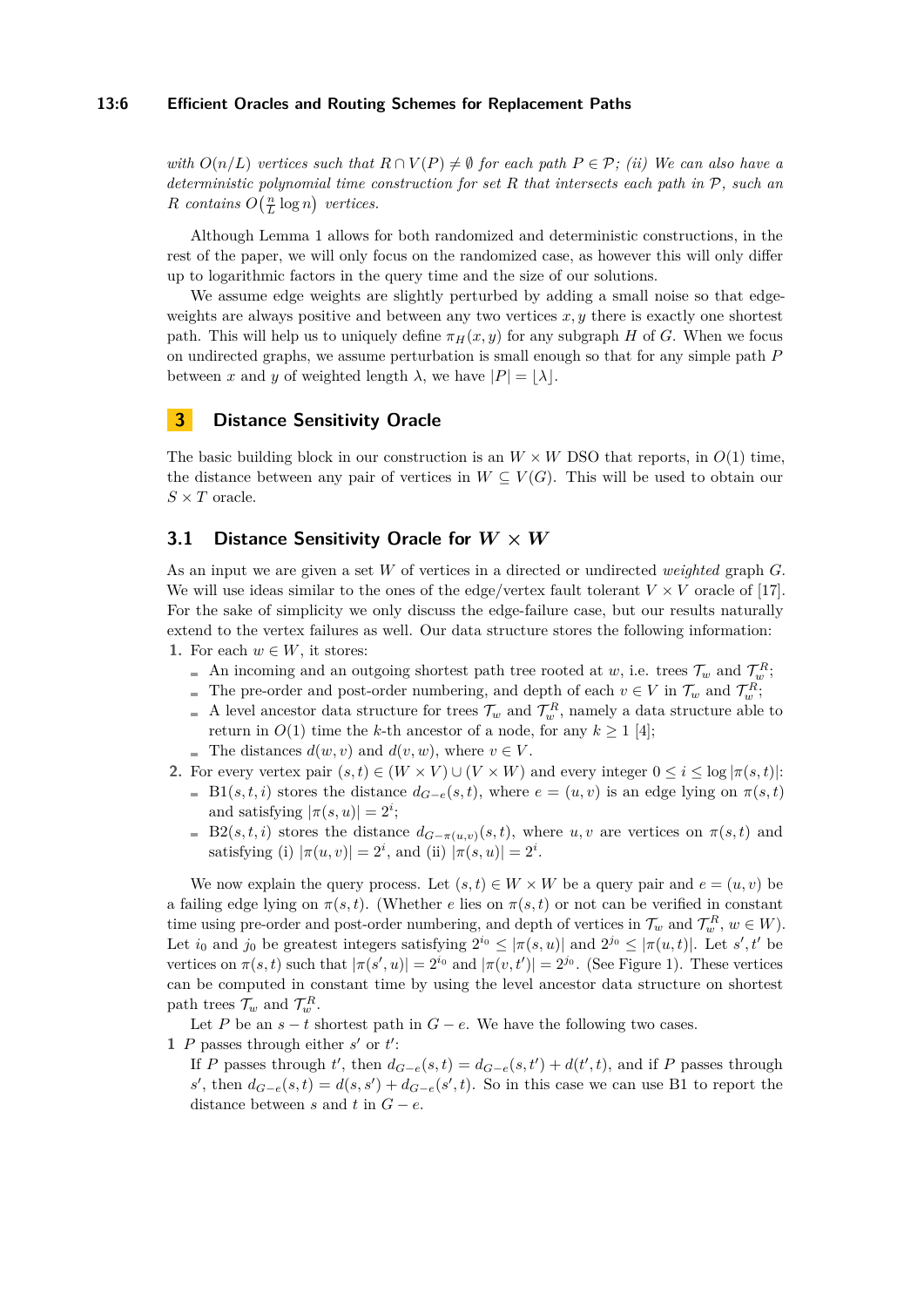*with $O(n/L)$ vertices such that $R \cap V(P) \neq \emptyset$ for each path $P \in \mathcal{P}$; (ii) We can also have a deterministic polynomial time construction for set $R$ that intersects each path in $\mathcal{P}$, such an $R$ contains $O\big(\frac{n}{L}\log n\big)$ vertices.*

Although Lemma 1 allows for both randomized and deterministic constructions, in the rest of the paper, we will only focus on the randomized case, as however this will only differ up to logarithmic factors in the query time and the size of our solutions.

We assume edge weights are slightly perturbed by adding a small noise so that edge-weights are always positive and between any two vertices $x, y$ there is exactly one shortest path. This will help us to uniquely define $\pi_H(x, y)$ for any subgraph $H$ of $G$. When we focus on undirected graphs, we assume perturbation is small enough so that for any simple path $P$ between $x$ and $y$ of weighted length $\lambda$, we have $|P| = \lfloor \lambda \rfloor$.

# 3 Distance Sensitivity Oracle

The basic building block in our construction is an $W \times W$ DSO that reports, in $O(1)$ time, the distance between any pair of vertices in $W \subseteq V(G)$. This will be used to obtain our $S \times T$ oracle.

## 3.1 Distance Sensitivity Oracle for $W \times W$

As an input we are given a set $W$ of vertices in a directed or undirected *weighted* graph $G$. We will use ideas similar to the ones of the edge/vertex fault tolerant $V \times V$ oracle of [17]. For the sake of simplicity we only discuss the edge-failure case, but our results naturally extend to the vertex failures as well. Our data structure stores the following information:

1. For each $w \in W$, it stores:
   - An incoming and an outgoing shortest path tree rooted at $w$, i.e. trees $\mathcal{T}_w$ and $\mathcal{T}^R_w$;
   - The pre-order and post-order numbering, and depth of each $v \in V$ in $\mathcal{T}_w$ and $\mathcal{T}^R_w$;
   - A level ancestor data structure for trees $\mathcal{T}_w$ and $\mathcal{T}^R_w$, namely a data structure able to return in $O(1)$ time the $k$-th ancestor of a node, for any $k \geq 1$ [4];
   - The distances $d(w, v)$ and $d(v, w)$, where $v \in V$.
2. For every vertex pair $(s, t) \in (W \times V) \cup (V \times W)$ and every integer $0 \leq i \leq \log |\pi(s, t)|$:
   - B1$(s, t, i)$ stores the distance $d_{G-e}(s, t)$, where $e = (u, v)$ is an edge lying on $\pi(s, t)$ and satisfying $|\pi(s, u)| = 2^i$;
   - B2$(s, t, i)$ stores the distance $d_{G-\pi(u,v)}(s, t)$, where $u, v$ are vertices on $\pi(s, t)$ and satisfying (i) $|\pi(u, v)| = 2^i$, and (ii) $|\pi(s, u)| = 2^i$.

We now explain the query process. Let $(s, t) \in W \times W$ be a query pair and $e = (u, v)$ be a failing edge lying on $\pi(s, t)$. (Whether $e$ lies on $\pi(s, t)$ or not can be verified in constant time using pre-order and post-order numbering, and depth of vertices in $\mathcal{T}_w$ and $\mathcal{T}^R_w$, $w \in W$). Let $i_0$ and $j_0$ be greatest integers satisfying $2^{i_0} \leq |\pi(s, u)|$ and $2^{j_0} \leq |\pi(u, t)|$. Let $s', t'$ be vertices on $\pi(s, t)$ such that $|\pi(s', u)| = 2^{i_0}$ and $|\pi(v, t')| = 2^{j_0}$. (See Figure 1). These vertices can be computed in constant time by using the level ancestor data structure on shortest path trees $\mathcal{T}_w$ and $\mathcal{T}^R_w$.

Let $P$ be an $s - t$ shortest path in $G - e$. We have the following two cases.

**1** $P$ passes through either $s'$ or $t'$:
If $P$ passes through $t'$, then $d_{G-e}(s, t) = d_{G-e}(s, t') + d(t', t)$, and if $P$ passes through $s'$, then $d_{G-e}(s, t) = d(s, s') + d_{G-e}(s', t)$. So in this case we can use B1 to report the distance between $s$ and $t$ in $G - e$.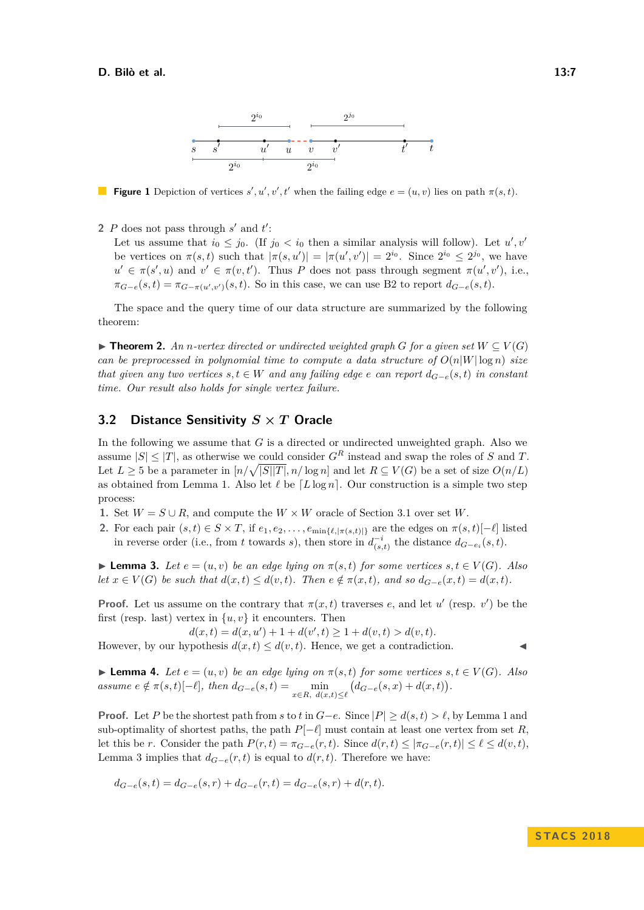**Figure 1** Depiction of vertices $s', u', v', t'$ when the failing edge $e = (u, v)$ lies on path $\pi(s, t)$.

2. $P$ does not pass through $s'$ and $t'$:
   Let us assume that $i_0 \le j_0$. (If $j_0 < i_0$ then a similar analysis will follow). Let $u', v'$ be vertices on $\pi(s, t)$ such that $|\pi(s, u')| = |\pi(u', v')| = 2^{i_0}$. Since $2^{i_0} \le 2^{j_0}$, we have $u' \in \pi(s', u)$ and $v' \in \pi(v, t')$. Thus $P$ does not pass through segment $\pi(u', v')$, i.e., $\pi_{G-e}(s, t) = \pi_{G-\pi(u',v')}(s, t)$. So in this case, we can use B2 to report $d_{G-e}(s, t)$.

The space and the query time of our data structure are summarized by the following theorem:

▶ **Theorem 2.** *An $n$-vertex directed or undirected weighted graph $G$ for a given set $W \subseteq V(G)$ can be preprocessed in polynomial time to compute a data structure of $O(n|W| \log n)$ size that given any two vertices $s, t \in W$ and any failing edge $e$ can report $d_{G-e}(s, t)$ in constant time. Our result also holds for single vertex failure.*

## 3.2 Distance Sensitivity $S \times T$ Oracle

In the following we assume that $G$ is a directed or undirected unweighted graph. Also we assume $|S| \le |T|$, as otherwise we could consider $G^R$ instead and swap the roles of $S$ and $T$. Let $L \ge 5$ be a parameter in $[n/\sqrt{|S||T|}, n/\log n]$ and let $R \subseteq V(G)$ be a set of size $O(n/L)$ as obtained from Lemma 1. Also let $\ell$ be $\lceil L \log n \rceil$. Our construction is a simple two step process:

1. Set $W = S \cup R$, and compute the $W \times W$ oracle of Section 3.1 over set $W$.
2. For each pair $(s, t) \in S \times T$, if $e_1, e_2, \ldots, e_{\min\{\ell, |\pi(s,t)|\}}$ are the edges on $\pi(s, t)[-\ell]$ listed in reverse order (i.e., from $t$ towards $s$), then store in $d^{-i}_{(s,t)}$ the distance $d_{G-e_i}(s, t)$.

▶ **Lemma 3.** *Let $e = (u, v)$ be an edge lying on $\pi(s, t)$ for some vertices $s, t \in V(G)$. Also let $x \in V(G)$ be such that $d(x, t) \le d(v, t)$. Then $e \notin \pi(x, t)$, and so $d_{G-e}(x, t) = d(x, t)$.*

**Proof.** Let us assume on the contrary that $\pi(x, t)$ traverses $e$, and let $u'$ (resp. $v'$) be the first (resp. last) vertex in $\{u, v\}$ it encounters. Then

$$d(x, t) = d(x, u') + 1 + d(v', t) \ge 1 + d(v, t) > d(v, t).$$

However, by our hypothesis $d(x, t) \le d(v, t)$. Hence, we get a contradiction. ◀

▶ **Lemma 4.** *Let $e = (u, v)$ be an edge lying on $\pi(s, t)$ for some vertices $s, t \in V(G)$. Also assume $e \notin \pi(s, t)[-\ell]$, then $d_{G-e}(s, t) = \min_{x \in R,\ d(x,t) \le \ell} \big(d_{G-e}(s, x) + d(x, t)\big)$.*

**Proof.** Let $P$ be the shortest path from $s$ to $t$ in $G-e$. Since $|P| \ge d(s, t) > \ell$, by Lemma 1 and sub-optimality of shortest paths, the path $P[-\ell]$ must contain at least one vertex from set $R$, let this be $r$. Consider the path $P(r, t) = \pi_{G-e}(r, t)$. Since $d(r, t) \le |\pi_{G-e}(r, t)| \le \ell \le d(v, t)$, Lemma 3 implies that $d_{G-e}(r, t)$ is equal to $d(r, t)$. Therefore we have:

$$d_{G-e}(s, t) = d_{G-e}(s, r) + d_{G-e}(r, t) = d_{G-e}(s, r) + d(r, t).$$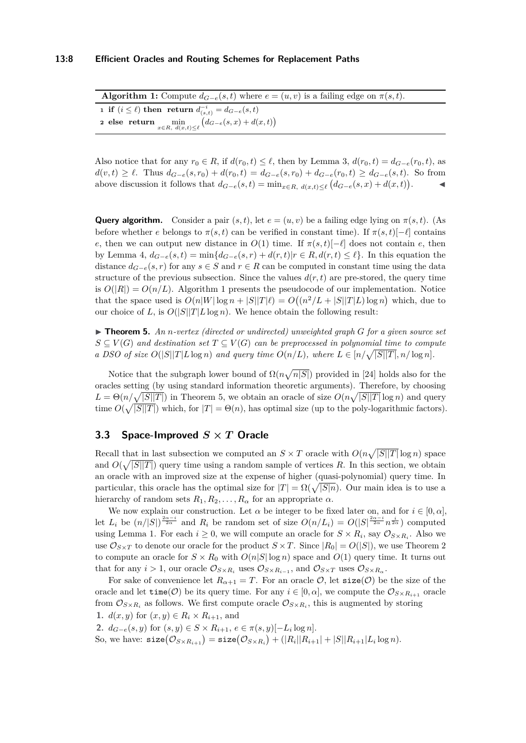**Algorithm 1:** Compute $d_{G-e}(s,t)$ where $e = (u,v)$ is a failing edge on $\pi(s,t)$.

```
1 if (i ≤ ℓ) then return d^{-i}_{(s,t)} = d_{G−e}(s,t)
2 else return min_{x∈R, d(x,t)≤ℓ} (d_{G−e}(s,x) + d(x,t))
```

Also notice that for any $r_0 \in R$, if $d(r_0,t) \leq \ell$, then by Lemma 3, $d(r_0,t) = d_{G-e}(r_0,t)$, as $d(v,t) \geq \ell$. Thus $d_{G-e}(s,r_0) + d(r_0,t) = d_{G-e}(s,r_0) + d_{G-e}(r_0,t) \geq d_{G-e}(s,t)$. So from above discussion it follows that $d_{G-e}(s,t) = \min_{x\in R,\ d(x,t)\leq \ell} \big(d_{G-e}(s,x) + d(x,t)\big)$. ◀

**Query algorithm.** Consider a pair $(s,t)$, let $e = (u,v)$ be a failing edge lying on $\pi(s,t)$. (As before whether $e$ belongs to $\pi(s,t)$ can be verified in constant time). If $\pi(s,t)[-\ell]$ contains $e$, then we can output new distance in $O(1)$ time. If $\pi(s,t)[-\ell]$ does not contain $e$, then by Lemma 4, $d_{G-e}(s,t) = \min\{d_{G-e}(s,r) + d(r,t) | r \in R, d(r,t) \leq \ell\}$. In this equation the distance $d_{G-e}(s,r)$ for any $s \in S$ and $r \in R$ can be computed in constant time using the data structure of the previous subsection. Since the values $d(r,t)$ are pre-stored, the query time is $O(|R|) = O(n/L)$. Algorithm 1 presents the pseudocode of our implementation. Notice that the space used is $O(n|W|\log n + |S||T|\ell) = O\big((n^2/L + |S||T|L)\log n\big)$ which, due to our choice of $L$, is $O(|S||T|L\log n)$. We hence obtain the following result:

▶ **Theorem 5.** *An $n$-vertex (directed or undirected) unweighted graph $G$ for a given source set $S \subseteq V(G)$ and destination set $T \subseteq V(G)$ can be preprocessed in polynomial time to compute a DSO of size $O(|S||T|L\log n)$ and query time $O(n/L)$, where $L \in [n/\sqrt{|S||T|}, n/\log n]$.*

Notice that the subgraph lower bound of $\Omega(n\sqrt{n|S|})$ provided in [24] holds also for the oracles setting (by using standard information theoretic arguments). Therefore, by choosing $L = \Theta(n/\sqrt{|S||T|})$ in Theorem 5, we obtain an oracle of size $O(n\sqrt{|S||T|}\log n)$ and query time $O(\sqrt{|S||T|})$ which, for $|T| = \Theta(n)$, has optimal size (up to the poly-logarithmic factors).

## 3.3 Space-Improved $S \times T$ Oracle

Recall that in last subsection we computed an $S \times T$ oracle with $O(n\sqrt{|S||T|}\log n)$ space and $O(\sqrt{|S||T|})$ query time using a random sample of vertices $R$. In this section, we obtain an oracle with an improved size at the expense of higher (quasi-polynomial) query time. In particular, this oracle has the optimal size for $|T| = \Omega(\sqrt{|S|n})$. Our main idea is to use a hierarchy of random sets $R_1, R_2, \ldots, R_\alpha$ for an appropriate $\alpha$.

We now explain our construction. Let $\alpha$ be integer to be fixed later on, and for $i \in [0,\alpha]$, let $L_i$ be $(n/|S|)^{\frac{2\alpha - i}{2\alpha}}$ and $R_i$ be random set of size $O(n/L_i) = O(|S|^{\frac{2\alpha-i}{2\alpha}} n^{\frac{i}{2\alpha}})$ computed using Lemma 1. For each $i \geq 0$, we will compute an oracle for $S \times R_i$, say $\mathcal{O}_{S\times R_i}$. Also we use $\mathcal{O}_{S\times T}$ to denote our oracle for the product $S \times T$. Since $|R_0| = O(|S|)$, we use Theorem 2 to compute an oracle for $S \times R_0$ with $O(n|S|\log n)$ space and $O(1)$ query time. It turns out that for any $i > 1$, our oracle $\mathcal{O}_{S\times R_i}$ uses $\mathcal{O}_{S\times R_{i-1}}$, and $\mathcal{O}_{S\times T}$ uses $\mathcal{O}_{S\times R_\alpha}$.

For sake of convenience let $R_{\alpha+1} = T$. For an oracle $\mathcal{O}$, let $\mathtt{size}(\mathcal{O})$ be the size of the oracle and let $\mathtt{time}(\mathcal{O})$ be its query time. For any $i \in [0,\alpha]$, we compute the $\mathcal{O}_{S\times R_{i+1}}$ oracle from $\mathcal{O}_{S\times R_i}$ as follows. We first compute oracle $\mathcal{O}_{S\times R_i}$, this is augmented by storing

1. $d(x,y)$ for $(x,y) \in R_i \times R_{i+1}$, and
2. $d_{G-e}(s,y)$ for $(s,y) \in S \times R_{i+1}$, $e \in \pi(s,y)[-L_i \log n]$.

So, we have: $\mathtt{size}\big(\mathcal{O}_{S\times R_{i+1}}\big) = \mathtt{size}\big(\mathcal{O}_{S\times R_i}\big) + (|R_i||R_{i+1}| + |S||R_{i+1}|L_i\log n)$.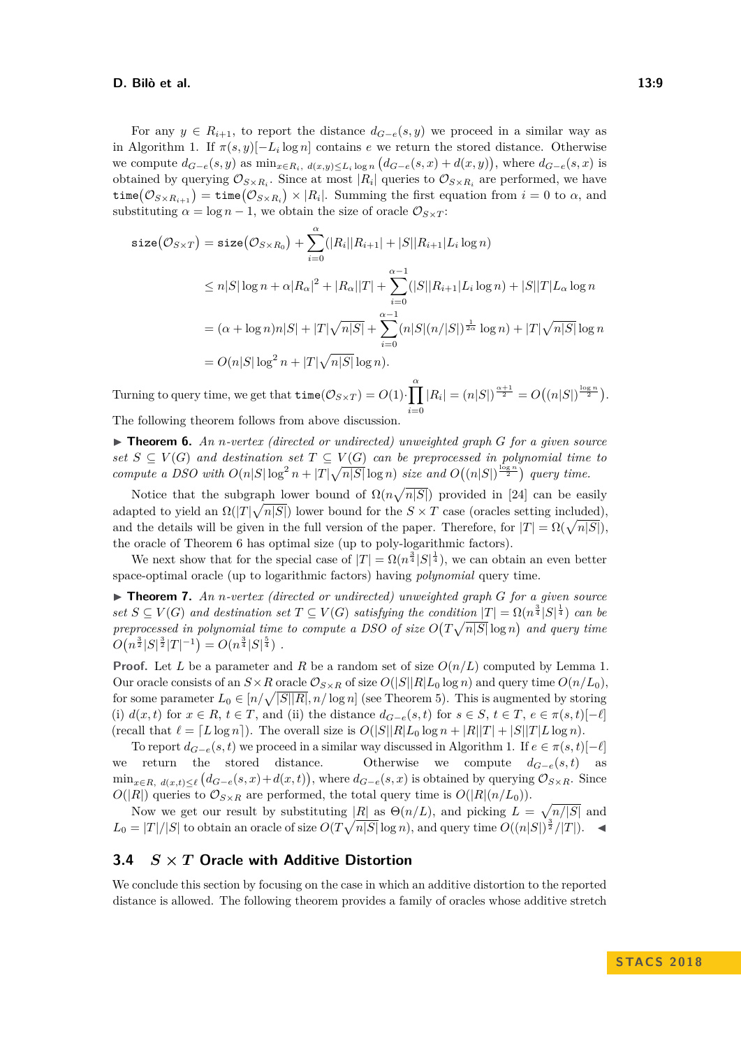For any $y \in R_{i+1}$, to report the distance $d_{G-e}(s,y)$ we proceed in a similar way as in Algorithm 1. If $\pi(s,y)[-L_i \log n]$ contains $e$ we return the stored distance. Otherwise we compute $d_{G-e}(s,y)$ as $\min_{x \in R_i,\ d(x,y) \leq L_i \log n} \big(d_{G-e}(s,x) + d(x,y)\big)$, where $d_{G-e}(s,x)$ is obtained by querying $\mathcal{O}_{S \times R_i}$. Since at most $|R_i|$ queries to $\mathcal{O}_{S \times R_i}$ are performed, we have $\texttt{time}\big(\mathcal{O}_{S \times R_{i+1}}\big) = \texttt{time}\big(\mathcal{O}_{S \times R_i}\big) \times |R_i|$. Summing the first equation from $i = 0$ to $\alpha$, and substituting $\alpha = \log n - 1$, we obtain the size of oracle $\mathcal{O}_{S \times T}$:

$$\begin{aligned}
\texttt{size}\big(\mathcal{O}_{S \times T}\big) &= \texttt{size}\big(\mathcal{O}_{S \times R_0}\big) + \sum_{i=0}^{\alpha} (|R_i||R_{i+1}| + |S||R_{i+1}|L_i \log n) \\
&\leq n|S|\log n + \alpha |R_\alpha|^2 + |R_\alpha||T| + \sum_{i=0}^{\alpha-1} (|S||R_{i+1}|L_i \log n) + |S||T|L_\alpha \log n \\
&= (\alpha + \log n) n|S| + |T|\sqrt{n|S|} + \sum_{i=0}^{\alpha-1} (n|S|(n/|S|)^{\frac{1}{2^\alpha}} \log n) + |T|\sqrt{n|S|}\log n \\
&= O(n|S|\log^2 n + |T|\sqrt{n|S|}\log n).
\end{aligned}$$

Turning to query time, we get that $\texttt{time}(\mathcal{O}_{S \times T}) = O(1) \cdot \prod_{i=0}^{\alpha} |R_i| = (n|S|)^{\frac{\alpha+1}{2}} = O\big((n|S|)^{\frac{\log n}{2}}\big)$.

The following theorem follows from above discussion.

▶ **Theorem 6.** *An $n$-vertex (directed or undirected) unweighted graph $G$ for a given source set $S \subseteq V(G)$ and destination set $T \subseteq V(G)$ can be preprocessed in polynomial time to compute a DSO with $O(n|S|\log^2 n + |T|\sqrt{n|S|}\log n)$ size and $O\big((n|S|)^{\frac{\log n}{2}}\big)$ query time.*

Notice that the subgraph lower bound of $\Omega(n\sqrt{n|S|})$ provided in [24] can be easily adapted to yield an $\Omega(|T|\sqrt{n|S|})$ lower bound for the $S \times T$ case (oracles setting included), and the details will be given in the full version of the paper. Therefore, for $|T| = \Omega(\sqrt{n|S|})$, the oracle of Theorem 6 has optimal size (up to poly-logarithmic factors).

We next show that for the special case of $|T| = \Omega(n^{\frac{3}{4}}|S|^{\frac{1}{4}})$, we can obtain an even better space-optimal oracle (up to logarithmic factors) having *polynomial* query time.

▶ **Theorem 7.** *An $n$-vertex (directed or undirected) unweighted graph $G$ for a given source set $S \subseteq V(G)$ and destination set $T \subseteq V(G)$ satisfying the condition $|T| = \Omega(n^{\frac{3}{4}}|S|^{\frac{1}{4}})$ can be preprocessed in polynomial time to compute a DSO of size $O\big(T\sqrt{n|S|}\log n\big)$ and query time $O\big(n^{\frac{3}{2}}|S|^{\frac{3}{2}}|T|^{-1}\big) = O(n^{\frac{3}{4}}|S|^{\frac{5}{4}})$ .*

**Proof.** Let $L$ be a parameter and $R$ be a random set of size $O(n/L)$ computed by Lemma 1. Our oracle consists of an $S \times R$ oracle $\mathcal{O}_{S \times R}$ of size $O(|S||R|L_0 \log n)$ and query time $O(n/L_0)$, for some parameter $L_0 \in [n/\sqrt{|S||R|}, n/\log n]$ (see Theorem 5). This is augmented by storing (i) $d(x,t)$ for $x \in R$, $t \in T$, and (ii) the distance $d_{G-e}(s,t)$ for $s \in S$, $t \in T$, $e \in \pi(s,t)[-\ell]$ (recall that $\ell = \lceil L \log n \rceil$). The overall size is $O(|S||R|L_0 \log n + |R||T| + |S||T|L \log n)$.

To report $d_{G-e}(s,t)$ we proceed in a similar way discussed in Algorithm 1. If $e \in \pi(s,t)[-\ell]$ we return the stored distance. Otherwise we compute $d_{G-e}(s,t)$ as $\min_{x \in R,\ d(x,t) \leq \ell} \big(d_{G-e}(s,x) + d(x,t)\big)$, where $d_{G-e}(s,x)$ is obtained by querying $\mathcal{O}_{S \times R}$. Since $O(|R|)$ queries to $\mathcal{O}_{S \times R}$ are performed, the total query time is $O(|R|(n/L_0))$.

Now we get our result by substituting $|R|$ as $\Theta(n/L)$, and picking $L = \sqrt{n/|S|}$ and $L_0 = |T|/|S|$ to obtain an oracle of size $O(T\sqrt{n|S|}\log n)$, and query time $O((n|S|)^{\frac{3}{2}}/|T|)$. ◀

## 3.4 $S \times T$ Oracle with Additive Distortion

We conclude this section by focusing on the case in which an additive distortion to the reported distance is allowed. The following theorem provides a family of oracles whose additive stretch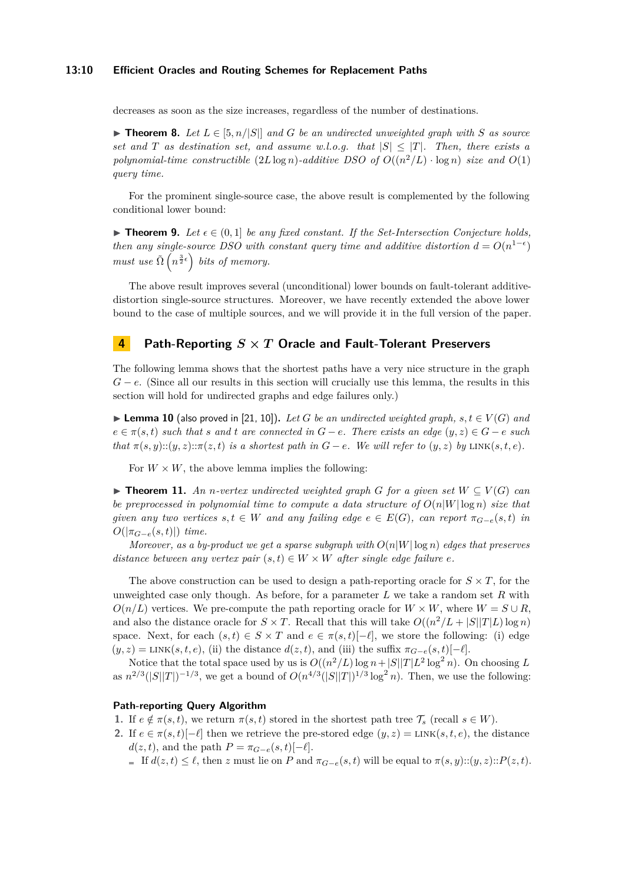decreases as soon as the size increases, regardless of the number of destinations.

▶ **Theorem 8.** *Let $L \in [5, n/|S|]$ and $G$ be an undirected unweighted graph with $S$ as source set and $T$ as destination set, and assume w.l.o.g. that $|S| \leq |T|$. Then, there exists a polynomial-time constructible $(2L \log n)$-additive DSO of $O((n^2/L) \cdot \log n)$ size and $O(1)$ query time.*

For the prominent single-source case, the above result is complemented by the following conditional lower bound:

▶ **Theorem 9.** *Let $\epsilon \in (0, 1]$ be any fixed constant. If the Set-Intersection Conjecture holds, then any single-source DSO with constant query time and additive distortion $d = O(n^{1-\epsilon})$ must use $\tilde{\Omega}\left(n^{\frac{3}{2}\epsilon}\right)$ bits of memory.*

The above result improves several (unconditional) lower bounds on fault-tolerant additive-distortion single-source structures. Moreover, we have recently extended the above lower bound to the case of multiple sources, and we will provide it in the full version of the paper.

## 4 Path-Reporting $S \times T$ Oracle and Fault-Tolerant Preservers

The following lemma shows that the shortest paths have a very nice structure in the graph $G - e$. (Since all our results in this section will crucially use this lemma, the results in this section will hold for undirected graphs and edge failures only.)

▶ **Lemma 10** (also proved in [21, 10]). *Let $G$ be an undirected weighted graph, $s, t \in V(G)$ and $e \in \pi(s, t)$ such that $s$ and $t$ are connected in $G - e$. There exists an edge $(y, z) \in G - e$ such that $\pi(s, y)::(y, z)::\pi(z, t)$ is a shortest path in $G - e$. We will refer to $(y, z)$ by $\text{LINK}(s, t, e)$.*

For $W \times W$, the above lemma implies the following:

▶ **Theorem 11.** *An $n$-vertex undirected weighted graph $G$ for a given set $W \subseteq V(G)$ can be preprocessed in polynomial time to compute a data structure of $O(n|W| \log n)$ size that given any two vertices $s, t \in W$ and any failing edge $e \in E(G)$, can report $\pi_{G-e}(s, t)$ in $O(|\pi_{G-e}(s, t)|)$ time.*

*Moreover, as a by-product we get a sparse subgraph with $O(n|W| \log n)$ edges that preserves distance between any vertex pair $(s, t) \in W \times W$ after single edge failure $e$.*

The above construction can be used to design a path-reporting oracle for $S \times T$, for the unweighted case only though. As before, for a parameter $L$ we take a random set $R$ with $O(n/L)$ vertices. We pre-compute the path reporting oracle for $W \times W$, where $W = S \cup R$, and also the distance oracle for $S \times T$. Recall that this will take $O((n^2/L + |S||T|L) \log n)$ space. Next, for each $(s, t) \in S \times T$ and $e \in \pi(s, t)[-\ell]$, we store the following: (i) edge $(y, z) = \text{LINK}(s, t, e)$, (ii) the distance $d(z, t)$, and (iii) the suffix $\pi_{G-e}(s, t)[-\ell]$.

Notice that the total space used by us is $O((n^2/L) \log n + |S||T|L^2 \log^2 n)$. On choosing $L$ as $n^{2/3}(|S||T|)^{-1/3}$, we get a bound of $O(n^{4/3}(|S||T|)^{1/3} \log^2 n)$. Then, we use the following:

#### Path-reporting Query Algorithm

1. If $e \notin \pi(s, t)$, we return $\pi(s, t)$ stored in the shortest path tree $\mathcal{T}_s$ (recall $s \in W$).
2. If $e \in \pi(s, t)[-\ell]$ then we retrieve the pre-stored edge $(y, z) = \text{LINK}(s, t, e)$, the distance $d(z, t)$, and the path $P = \pi_{G-e}(s, t)[-\ell]$.
   - If $d(z, t) \leq \ell$, then $z$ must lie on $P$ and $\pi_{G-e}(s, t)$ will be equal to $\pi(s, y)::(y, z)::P(z, t)$.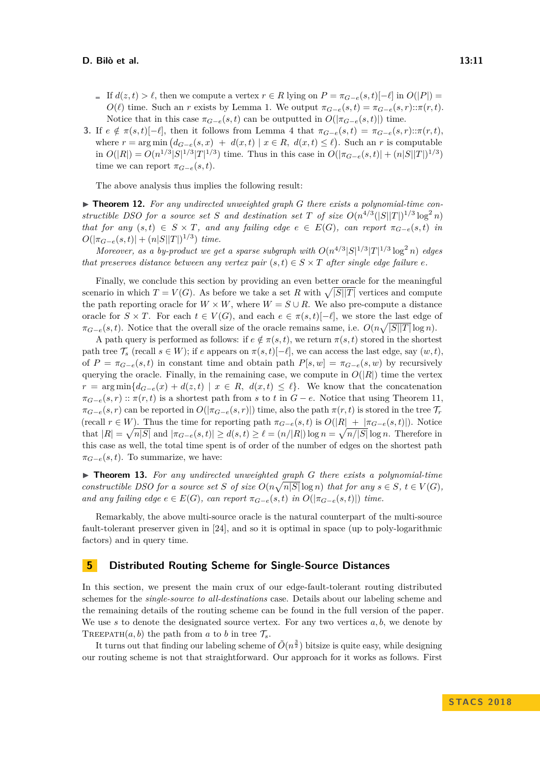- If $d(z,t) > \ell$, then we compute a vertex $r \in R$ lying on $P = \pi_{G-e}(s,t)[-\ell]$ in $O(|P|) = O(\ell)$ time. Such an $r$ exists by Lemma 1. We output $\pi_{G-e}(s,t) = \pi_{G-e}(s,r)::\pi(r,t)$. Notice that in this case $\pi_{G-e}(s,t)$ can be outputted in $O(|\pi_{G-e}(s,t)|)$ time.

3. If $e \notin \pi(s,t)[-\ell]$, then it follows from Lemma 4 that $\pi_{G-e}(s,t) = \pi_{G-e}(s,r)::\pi(r,t)$, where $r = \arg\min\big(d_{G-e}(s,x) + d(x,t) \mid x \in R,\ d(x,t) \leq \ell\big)$. Such an $r$ is computable in $O(|R|) = O(n^{1/3}|S|^{1/3}|T|^{1/3})$ time. Thus in this case in $O(|\pi_{G-e}(s,t)| + (n|S||T|)^{1/3})$ time we can report $\pi_{G-e}(s,t)$.

The above analysis thus implies the following result:

▶ **Theorem 12.** *For any undirected unweighted graph $G$ there exists a polynomial-time constructible DSO for a source set $S$ and destination set $T$ of size $O(n^{4/3}(|S||T|)^{1/3}\log^2 n)$ that for any $(s,t) \in S \times T$, and any failing edge $e \in E(G)$, can report $\pi_{G-e}(s,t)$ in $O(|\pi_{G-e}(s,t)| + (n|S||T|)^{1/3})$ time.*

*Moreover, as a by-product we get a sparse subgraph with $O(n^{4/3}|S|^{1/3}|T|^{1/3}\log^2 n)$ edges that preserves distance between any vertex pair $(s,t) \in S \times T$ after single edge failure $e$.*

Finally, we conclude this section by providing an even better oracle for the meaningful scenario in which $T = V(G)$. As before we take a set $R$ with $\sqrt{|S||T|}$ vertices and compute the path reporting oracle for $W \times W$, where $W = S \cup R$. We also pre-compute a distance oracle for $S \times T$. For each $t \in V(G)$, and each $e \in \pi(s,t)[-\ell]$, we store the last edge of $\pi_{G-e}(s,t)$. Notice that the overall size of the oracle remains same, i.e. $O(n\sqrt{|S||T|}\log n)$.

A path query is performed as follows: if $e \notin \pi(s,t)$, we return $\pi(s,t)$ stored in the shortest path tree $\mathcal{T}_s$ (recall $s \in W$); if $e$ appears on $\pi(s,t)[-\ell]$, we can access the last edge, say $(w,t)$, of $P = \pi_{G-e}(s,t)$ in constant time and obtain path $P[s,w] = \pi_{G-e}(s,w)$ by recursively querying the oracle. Finally, in the remaining case, we compute in $O(|R|)$ time the vertex $r = \arg\min\{d_{G-e}(x) + d(z,t) \mid x \in R,\ d(x,t) \leq \ell\}$. We know that the concatenation $\pi_{G-e}(s,r) :: \pi(r,t)$ is a shortest path from $s$ to $t$ in $G-e$. Notice that using Theorem 11, $\pi_{G-e}(s,r)$ can be reported in $O(|\pi_{G-e}(s,r)|)$ time, also the path $\pi(r,t)$ is stored in the tree $\mathcal{T}_r$ (recall $r \in W$). Thus the time for reporting path $\pi_{G-e}(s,t)$ is $O(|R| + |\pi_{G-e}(s,t)|)$. Notice that $|R| = \sqrt{n|S|}$ and $|\pi_{G-e}(s,t)| \geq d(s,t) \geq \ell = (n/|R|)\log n = \sqrt{n/|S|}\log n$. Therefore in this case as well, the total time spent is of order of the number of edges on the shortest path $\pi_{G-e}(s,t)$. To summarize, we have:

▶ **Theorem 13.** *For any undirected unweighted graph $G$ there exists a polynomial-time constructible DSO for a source set $S$ of size $O(n\sqrt{n|S|}\log n)$ that for any $s \in S$, $t \in V(G)$, and any failing edge $e \in E(G)$, can report $\pi_{G-e}(s,t)$ in $O(|\pi_{G-e}(s,t)|)$ time.*

Remarkably, the above multi-source oracle is the natural counterpart of the multi-source fault-tolerant preserver given in [24], and so it is optimal in space (up to poly-logarithmic factors) and in query time.

## 5 Distributed Routing Scheme for Single-Source Distances

In this section, we present the main crux of our edge-fault-tolerant routing distributed schemes for the *single-source to all-destinations* case. Details about our labeling scheme and the remaining details of the routing scheme can be found in the full version of the paper. We use $s$ to denote the designated source vertex. For any two vertices $a, b$, we denote by TREEPATH$(a,b)$ the path from $a$ to $b$ in tree $\mathcal{T}_s$.

It turns out that finding our labeling scheme of $\tilde{O}(n^{\frac{3}{2}})$ bitsize is quite easy, while designing our routing scheme is not that straightforward. Our approach for it works as follows. First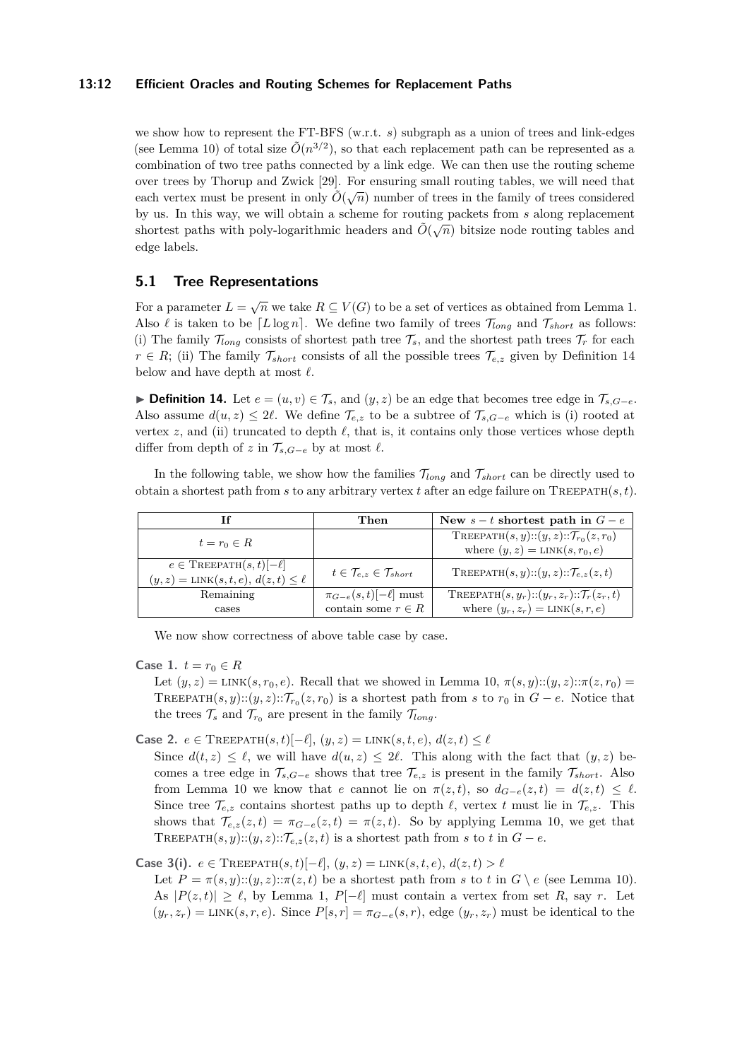we show how to represent the FT-BFS (w.r.t. $s$) subgraph as a union of trees and link-edges (see Lemma 10) of total size $\tilde{O}(n^{3/2})$, so that each replacement path can be represented as a combination of two tree paths connected by a link edge. We can then use the routing scheme over trees by Thorup and Zwick [29]. For ensuring small routing tables, we will need that each vertex must be present in only $\tilde{O}(\sqrt{n})$ number of trees in the family of trees considered by us. In this way, we will obtain a scheme for routing packets from $s$ along replacement shortest paths with poly-logarithmic headers and $\tilde{O}(\sqrt{n})$ bitsize node routing tables and edge labels.

## 5.1 Tree Representations

For a parameter $L = \sqrt{n}$ we take $R \subseteq V(G)$ to be a set of vertices as obtained from Lemma 1. Also $\ell$ is taken to be $\lceil L \log n \rceil$. We define two family of trees $\mathcal{T}_{long}$ and $\mathcal{T}_{short}$ as follows: (i) The family $\mathcal{T}_{long}$ consists of shortest path tree $\mathcal{T}_s$, and the shortest path trees $\mathcal{T}_r$ for each $r \in R$; (ii) The family $\mathcal{T}_{short}$ consists of all the possible trees $\mathcal{T}_{e,z}$ given by Definition 14 below and have depth at most $\ell$.

▶ **Definition 14.** Let $e = (u, v) \in \mathcal{T}_s$, and $(y, z)$ be an edge that becomes tree edge in $\mathcal{T}_{s,G-e}$. Also assume $d(u, z) \leq 2\ell$. We define $\mathcal{T}_{e,z}$ to be a subtree of $\mathcal{T}_{s,G-e}$ which is (i) rooted at vertex $z$, and (ii) truncated to depth $\ell$, that is, it contains only those vertices whose depth differ from depth of $z$ in $\mathcal{T}_{s,G-e}$ by at most $\ell$.

In the following table, we show how the families $\mathcal{T}_{long}$ and $\mathcal{T}_{short}$ can be directly used to obtain a shortest path from $s$ to any arbitrary vertex $t$ after an edge failure on $\textsc{TreePath}(s, t)$.

| If | Then | New $s - t$ shortest path in $G - e$ |
|---|---|---|
| $t = r_0 \in R$ | | $\textsc{TreePath}(s, y)::(y, z)::\mathcal{T}_{r_0}(z, r_0)$ where $(y, z) = \textsc{link}(s, r_0, e)$ |
| $e \in \textsc{TreePath}(s, t)[-\ell]$ $(y, z) = \textsc{link}(s, t, e)$, $d(z, t) \leq \ell$ | $t \in \mathcal{T}_{e,z} \in \mathcal{T}_{short}$ | $\textsc{TreePath}(s, y)::(y, z)::\mathcal{T}_{e,z}(z, t)$ |
| Remaining cases | $\pi_{G-e}(s, t)[-\ell]$ must contain some $r \in R$ | $\textsc{TreePath}(s, y_r)::(y_r, z_r)::\mathcal{T}_r(z_r, t)$ where $(y_r, z_r) = \textsc{link}(s, r, e)$ |

We now show correctness of above table case by case.

**Case 1.** $t = r_0 \in R$

Let $(y, z) = \textsc{link}(s, r_0, e)$. Recall that we showed in Lemma 10, $\pi(s, y)::(y, z)::\pi(z, r_0) = \textsc{TreePath}(s, y)::(y, z)::\mathcal{T}_{r_0}(z, r_0)$ is a shortest path from $s$ to $r_0$ in $G - e$. Notice that the trees $\mathcal{T}_s$ and $\mathcal{T}_{r_0}$ are present in the family $\mathcal{T}_{long}$.

**Case 2.** $e \in \textsc{TreePath}(s, t)[-\ell]$, $(y, z) = \textsc{link}(s, t, e)$, $d(z, t) \leq \ell$

Since $d(t, z) \leq \ell$, we will have $d(u, z) \leq 2\ell$. This along with the fact that $(y, z)$ becomes a tree edge in $\mathcal{T}_{s,G-e}$ shows that tree $\mathcal{T}_{e,z}$ is present in the family $\mathcal{T}_{short}$. Also from Lemma 10 we know that $e$ cannot lie on $\pi(z, t)$, so $d_{G-e}(z, t) = d(z, t) \leq \ell$. Since tree $\mathcal{T}_{e,z}$ contains shortest paths up to depth $\ell$, vertex $t$ must lie in $\mathcal{T}_{e,z}$. This shows that $\mathcal{T}_{e,z}(z, t) = \pi_{G-e}(z, t) = \pi(z, t)$. So by applying Lemma 10, we get that $\textsc{TreePath}(s, y)::(y, z)::\mathcal{T}_{e,z}(z, t)$ is a shortest path from $s$ to $t$ in $G - e$.

**Case 3(i).** $e \in \textsc{TreePath}(s, t)[-\ell]$, $(y, z) = \textsc{link}(s, t, e)$, $d(z, t) > \ell$

Let $P = \pi(s, y)::(y, z)::\pi(z, t)$ be a shortest path from $s$ to $t$ in $G \setminus e$ (see Lemma 10). As $|P(z, t)| \geq \ell$, by Lemma 1, $P[-\ell]$ must contain a vertex from set $R$, say $r$. Let $(y_r, z_r) = \textsc{link}(s, r, e)$. Since $P[s, r] = \pi_{G-e}(s, r)$, edge $(y_r, z_r)$ must be identical to the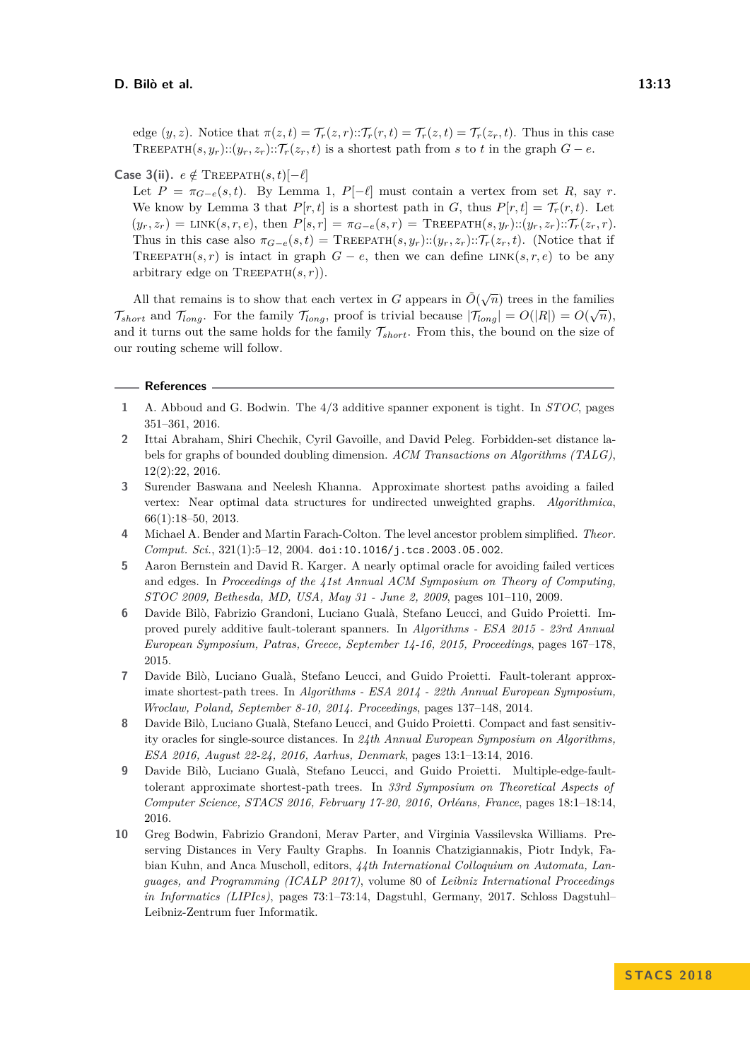edge $(y, z)$. Notice that $\pi(z,t) = \mathcal{T}_r(z,r)::\mathcal{T}_r(r,t) = \mathcal{T}_r(z,t) = \mathcal{T}_r(z_r,t)$. Thus in this case $\textsc{TreePath}(s, y_r)::(y_r, z_r)::\mathcal{T}_r(z_r, t)$ is a shortest path from $s$ to $t$ in the graph $G - e$.

**Case 3(ii).** $e \notin \textsc{TreePath}(s,t)[-\ell]$

Let $P = \pi_{G-e}(s,t)$. By Lemma 1, $P[-\ell]$ must contain a vertex from set $R$, say $r$. We know by Lemma 3 that $P[r,t]$ is a shortest path in $G$, thus $P[r,t] = \mathcal{T}_r(r,t)$. Let $(y_r, z_r) = \textsc{link}(s,r,e)$, then $P[s,r] = \pi_{G-e}(s,r) = \textsc{TreePath}(s,y_r)::(y_r,z_r)::\mathcal{T}_r(z_r,r)$. Thus in this case also $\pi_{G-e}(s,t) = \textsc{TreePath}(s,y_r)::(y_r,z_r)::\mathcal{T}_r(z_r,t)$. (Notice that if $\textsc{TreePath}(s,r)$ is intact in graph $G - e$, then we can define $\textsc{link}(s,r,e)$ to be any arbitrary edge on $\textsc{TreePath}(s,r)$).

All that remains is to show that each vertex in $G$ appears in $\tilde{O}(\sqrt{n})$ trees in the families $\mathcal{T}_{short}$ and $\mathcal{T}_{long}$. For the family $\mathcal{T}_{long}$, proof is trivial because $|\mathcal{T}_{long}| = O(|R|) = O(\sqrt{n})$, and it turns out the same holds for the family $\mathcal{T}_{short}$. From this, the bound on the size of our routing scheme will follow.

## References

1. A. Abboud and G. Bodwin. The 4/3 additive spanner exponent is tight. In *STOC*, pages 351–361, 2016.
2. Ittai Abraham, Shiri Chechik, Cyril Gavoille, and David Peleg. Forbidden-set distance labels for graphs of bounded doubling dimension. *ACM Transactions on Algorithms (TALG)*, 12(2):22, 2016.
3. Surender Baswana and Neelesh Khanna. Approximate shortest paths avoiding a failed vertex: Near optimal data structures for undirected unweighted graphs. *Algorithmica*, 66(1):18–50, 2013.
4. Michael A. Bender and Martin Farach-Colton. The level ancestor problem simplified. *Theor. Comput. Sci.*, 321(1):5–12, 2004. doi:10.1016/j.tcs.2003.05.002.
5. Aaron Bernstein and David R. Karger. A nearly optimal oracle for avoiding failed vertices and edges. In *Proceedings of the 41st Annual ACM Symposium on Theory of Computing, STOC 2009, Bethesda, MD, USA, May 31 - June 2, 2009*, pages 101–110, 2009.
6. Davide Bilò, Fabrizio Grandoni, Luciano Gualà, Stefano Leucci, and Guido Proietti. Improved purely additive fault-tolerant spanners. In *Algorithms - ESA 2015 - 23rd Annual European Symposium, Patras, Greece, September 14-16, 2015, Proceedings*, pages 167–178, 2015.
7. Davide Bilò, Luciano Gualà, Stefano Leucci, and Guido Proietti. Fault-tolerant approximate shortest-path trees. In *Algorithms - ESA 2014 - 22th Annual European Symposium, Wroclaw, Poland, September 8-10, 2014. Proceedings*, pages 137–148, 2014.
8. Davide Bilò, Luciano Gualà, Stefano Leucci, and Guido Proietti. Compact and fast sensitivity oracles for single-source distances. In *24th Annual European Symposium on Algorithms, ESA 2016, August 22-24, 2016, Aarhus, Denmark*, pages 13:1–13:14, 2016.
9. Davide Bilò, Luciano Gualà, Stefano Leucci, and Guido Proietti. Multiple-edge-fault-tolerant approximate shortest-path trees. In *33rd Symposium on Theoretical Aspects of Computer Science, STACS 2016, February 17-20, 2016, Orléans, France*, pages 18:1–18:14, 2016.
10. Greg Bodwin, Fabrizio Grandoni, Merav Parter, and Virginia Vassilevska Williams. Preserving Distances in Very Faulty Graphs. In Ioannis Chatzigiannakis, Piotr Indyk, Fabian Kuhn, and Anca Muscholl, editors, *44th International Colloquium on Automata, Languages, and Programming (ICALP 2017)*, volume 80 of *Leibniz International Proceedings in Informatics (LIPIcs)*, pages 73:1–73:14, Dagstuhl, Germany, 2017. Schloss Dagstuhl–Leibniz-Zentrum fuer Informatik.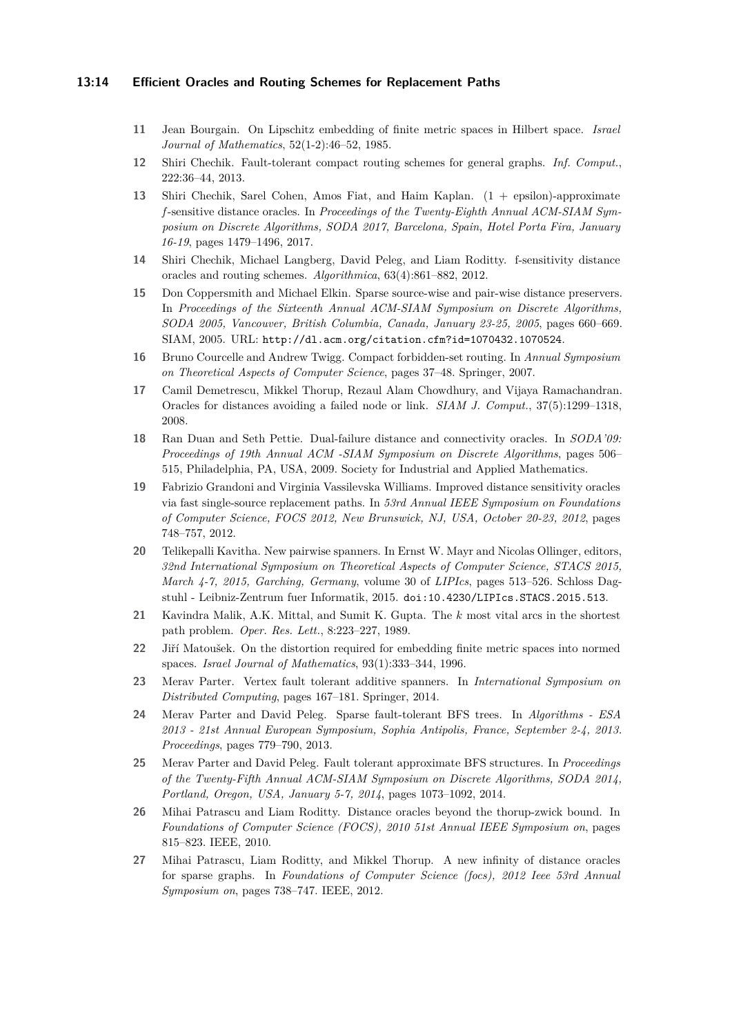11 Jean Bourgain. On Lipschitz embedding of finite metric spaces in Hilbert space. *Israel Journal of Mathematics*, 52(1-2):46–52, 1985.

12 Shiri Chechik. Fault-tolerant compact routing schemes for general graphs. *Inf. Comput.*, 222:36–44, 2013.

13 Shiri Chechik, Sarel Cohen, Amos Fiat, and Haim Kaplan. (1 + epsilon)-approximate *f*-sensitive distance oracles. In *Proceedings of the Twenty-Eighth Annual ACM-SIAM Symposium on Discrete Algorithms, SODA 2017, Barcelona, Spain, Hotel Porta Fira, January 16-19*, pages 1479–1496, 2017.

14 Shiri Chechik, Michael Langberg, David Peleg, and Liam Roditty. f-sensitivity distance oracles and routing schemes. *Algorithmica*, 63(4):861–882, 2012.

15 Don Coppersmith and Michael Elkin. Sparse source-wise and pair-wise distance preservers. In *Proceedings of the Sixteenth Annual ACM-SIAM Symposium on Discrete Algorithms, SODA 2005, Vancouver, British Columbia, Canada, January 23-25, 2005*, pages 660–669. SIAM, 2005. URL: http://dl.acm.org/citation.cfm?id=1070432.1070524.

16 Bruno Courcelle and Andrew Twigg. Compact forbidden-set routing. In *Annual Symposium on Theoretical Aspects of Computer Science*, pages 37–48. Springer, 2007.

17 Camil Demetrescu, Mikkel Thorup, Rezaul Alam Chowdhury, and Vijaya Ramachandran. Oracles for distances avoiding a failed node or link. *SIAM J. Comput.*, 37(5):1299–1318, 2008.

18 Ran Duan and Seth Pettie. Dual-failure distance and connectivity oracles. In *SODA'09: Proceedings of 19th Annual ACM -SIAM Symposium on Discrete Algorithms*, pages 506–515, Philadelphia, PA, USA, 2009. Society for Industrial and Applied Mathematics.

19 Fabrizio Grandoni and Virginia Vassilevska Williams. Improved distance sensitivity oracles via fast single-source replacement paths. In *53rd Annual IEEE Symposium on Foundations of Computer Science, FOCS 2012, New Brunswick, NJ, USA, October 20-23, 2012*, pages 748–757, 2012.

20 Telikepalli Kavitha. New pairwise spanners. In Ernst W. Mayr and Nicolas Ollinger, editors, *32nd International Symposium on Theoretical Aspects of Computer Science, STACS 2015, March 4-7, 2015, Garching, Germany*, volume 30 of *LIPIcs*, pages 513–526. Schloss Dagstuhl - Leibniz-Zentrum fuer Informatik, 2015. doi:10.4230/LIPIcs.STACS.2015.513.

21 Kavindra Malik, A.K. Mittal, and Sumit K. Gupta. The *k* most vital arcs in the shortest path problem. *Oper. Res. Lett.*, 8:223–227, 1989.

22 Jiří Matoušek. On the distortion required for embedding finite metric spaces into normed spaces. *Israel Journal of Mathematics*, 93(1):333–344, 1996.

23 Merav Parter. Vertex fault tolerant additive spanners. In *International Symposium on Distributed Computing*, pages 167–181. Springer, 2014.

24 Merav Parter and David Peleg. Sparse fault-tolerant BFS trees. In *Algorithms - ESA 2013 - 21st Annual European Symposium, Sophia Antipolis, France, September 2-4, 2013. Proceedings*, pages 779–790, 2013.

25 Merav Parter and David Peleg. Fault tolerant approximate BFS structures. In *Proceedings of the Twenty-Fifth Annual ACM-SIAM Symposium on Discrete Algorithms, SODA 2014, Portland, Oregon, USA, January 5-7, 2014*, pages 1073–1092, 2014.

26 Mihai Patrascu and Liam Roditty. Distance oracles beyond the thorup-zwick bound. In *Foundations of Computer Science (FOCS), 2010 51st Annual IEEE Symposium on*, pages 815–823. IEEE, 2010.

27 Mihai Patrascu, Liam Roditty, and Mikkel Thorup. A new infinity of distance oracles for sparse graphs. In *Foundations of Computer Science (focs), 2012 Ieee 53rd Annual Symposium on*, pages 738–747. IEEE, 2012.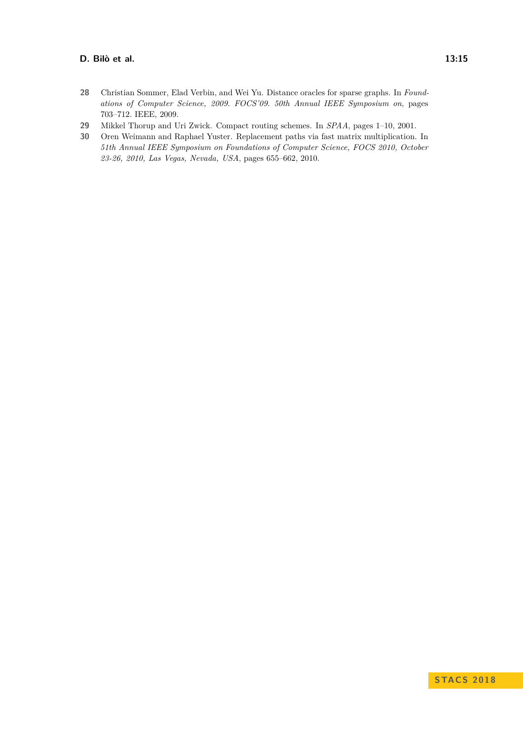28 Christian Sommer, Elad Verbin, and Wei Yu. Distance oracles for sparse graphs. In *Foundations of Computer Science, 2009. FOCS'09. 50th Annual IEEE Symposium on*, pages 703–712. IEEE, 2009.

29 Mikkel Thorup and Uri Zwick. Compact routing schemes. In *SPAA*, pages 1–10, 2001.

30 Oren Weimann and Raphael Yuster. Replacement paths via fast matrix multiplication. In *51th Annual IEEE Symposium on Foundations of Computer Science, FOCS 2010, October 23-26, 2010, Las Vegas, Nevada, USA*, pages 655–662, 2010.